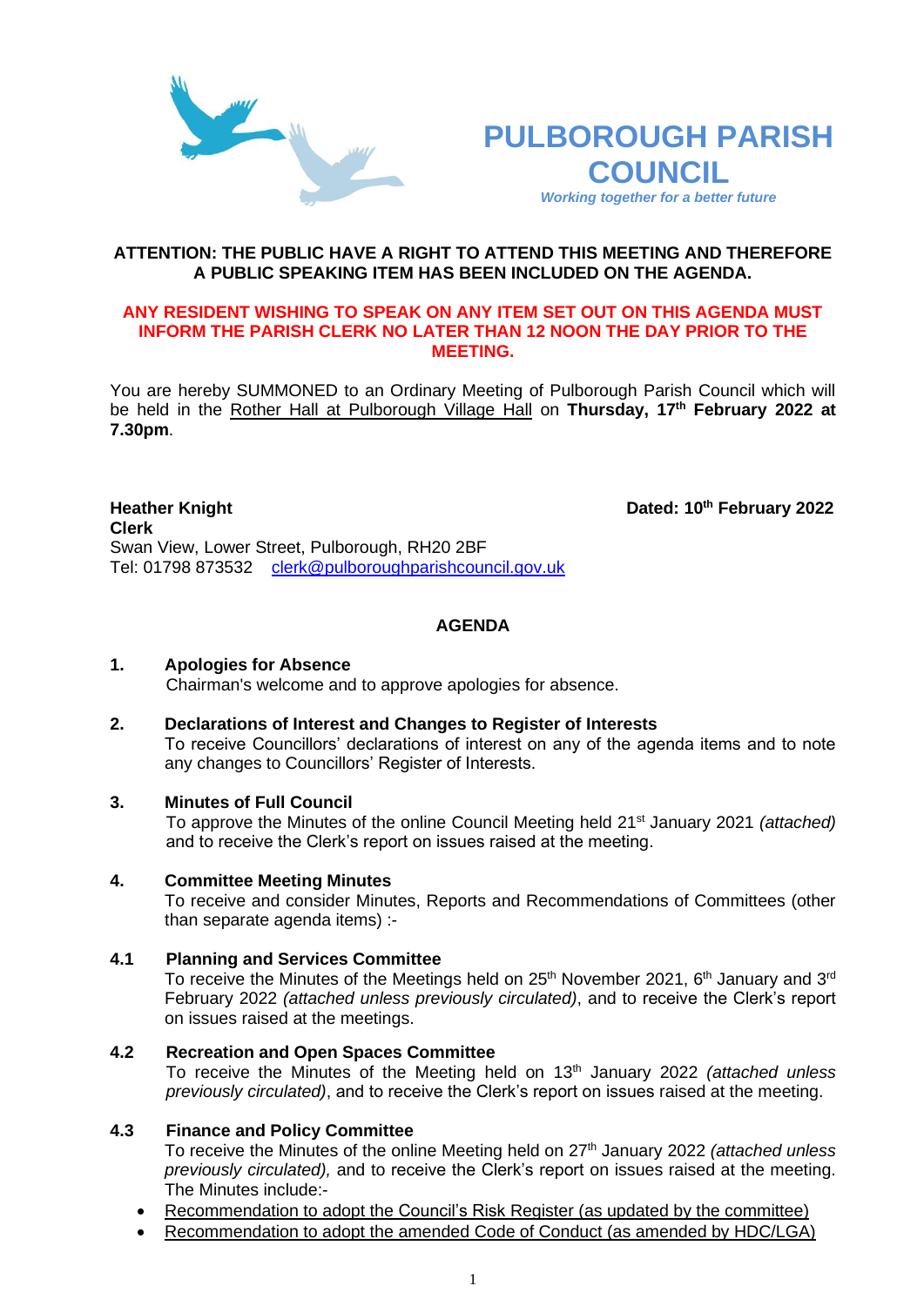# PULBOROUGH PARISH COUNCIL

*Working together for a better future*

**ATTENTION: THE PUBLIC HAVE A RIGHT TO ATTEND THIS MEETING AND THEREFORE A PUBLIC SPEAKING ITEM HAS BEEN INCLUDED ON THE AGENDA.**

**ANY RESIDENT WISHING TO SPEAK ON ANY ITEM SET OUT ON THIS AGENDA MUST INFORM THE PARISH CLERK NO LATER THAN 12 NOON THE DAY PRIOR TO THE MEETING.**

You are hereby SUMMONED to an Ordinary Meeting of Pulborough Parish Council which will be held in the Rother Hall at Pulborough Village Hall on **Thursday, 17th February 2022 at 7.30pm**.

**Heather Knight**
**Clerk**
Swan View, Lower Street, Pulborough, RH20 2BF
Tel: 01798 873532 clerk@pulboroughparishcouncil.gov.uk

**Dated: 10th February 2022**

## AGENDA

**1. Apologies for Absence**
Chairman's welcome and to approve apologies for absence.

**2. Declarations of Interest and Changes to Register of Interests**
To receive Councillors' declarations of interest on any of the agenda items and to note any changes to Councillors' Register of Interests.

**3. Minutes of Full Council**
To approve the Minutes of the online Council Meeting held 21st January 2021 *(attached)* and to receive the Clerk's report on issues raised at the meeting.

**4. Committee Meeting Minutes**
To receive and consider Minutes, Reports and Recommendations of Committees (other than separate agenda items) :-

**4.1 Planning and Services Committee**
To receive the Minutes of the Meetings held on 25th November 2021, 6th January and 3rd February 2022 *(attached unless previously circulated)*, and to receive the Clerk's report on issues raised at the meetings.

**4.2 Recreation and Open Spaces Committee**
To receive the Minutes of the Meeting held on 13th January 2022 *(attached unless previously circulated)*, and to receive the Clerk's report on issues raised at the meeting.

**4.3 Finance and Policy Committee**
To receive the Minutes of the online Meeting held on 27th January 2022 *(attached unless previously circulated),* and to receive the Clerk's report on issues raised at the meeting. The Minutes include:-

- Recommendation to adopt the Council's Risk Register (as updated by the committee)
- Recommendation to adopt the amended Code of Conduct (as amended by HDC/LGA)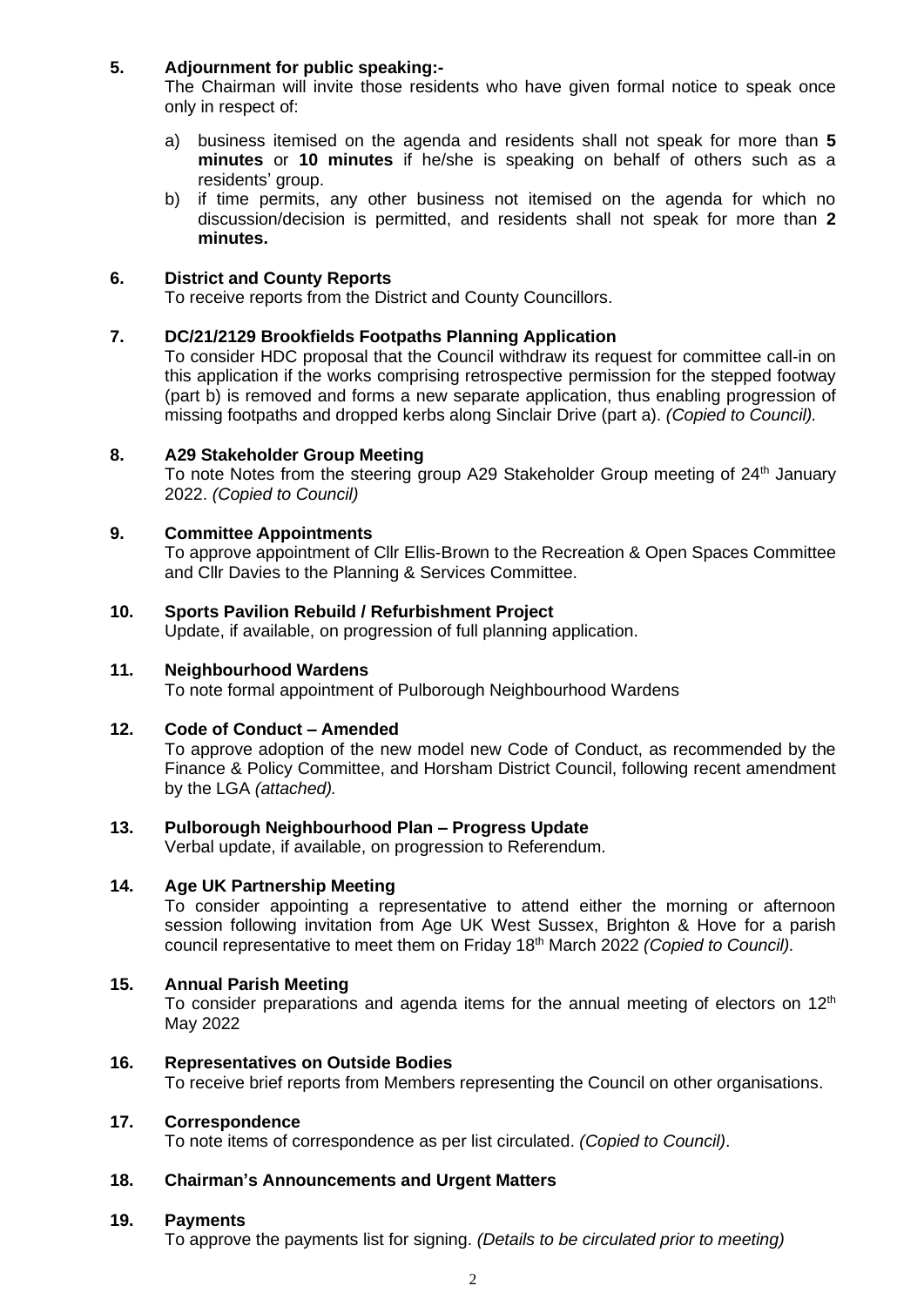**5. Adjournment for public speaking:-**

The Chairman will invite those residents who have given formal notice to speak once only in respect of:

a) business itemised on the agenda and residents shall not speak for more than **5 minutes** or **10 minutes** if he/she is speaking on behalf of others such as a residents' group.

b) if time permits, any other business not itemised on the agenda for which no discussion/decision is permitted, and residents shall not speak for more than **2 minutes.**

**6. District and County Reports**

To receive reports from the District and County Councillors.

**7. DC/21/2129 Brookfields Footpaths Planning Application**

To consider HDC proposal that the Council withdraw its request for committee call-in on this application if the works comprising retrospective permission for the stepped footway (part b) is removed and forms a new separate application, thus enabling progression of missing footpaths and dropped kerbs along Sinclair Drive (part a). *(Copied to Council).*

**8. A29 Stakeholder Group Meeting**

To note Notes from the steering group A29 Stakeholder Group meeting of 24th January 2022. *(Copied to Council)*

**9. Committee Appointments**

To approve appointment of Cllr Ellis-Brown to the Recreation & Open Spaces Committee and Cllr Davies to the Planning & Services Committee.

**10. Sports Pavilion Rebuild / Refurbishment Project**

Update, if available, on progression of full planning application.

**11. Neighbourhood Wardens**

To note formal appointment of Pulborough Neighbourhood Wardens

**12. Code of Conduct – Amended**

To approve adoption of the new model new Code of Conduct, as recommended by the Finance & Policy Committee, and Horsham District Council, following recent amendment by the LGA *(attached).*

**13. Pulborough Neighbourhood Plan – Progress Update**

Verbal update, if available, on progression to Referendum.

**14. Age UK Partnership Meeting**

To consider appointing a representative to attend either the morning or afternoon session following invitation from Age UK West Sussex, Brighton & Hove for a parish council representative to meet them on Friday 18th March 2022 *(Copied to Council).*

**15. Annual Parish Meeting**

To consider preparations and agenda items for the annual meeting of electors on 12th May 2022

**16. Representatives on Outside Bodies**

To receive brief reports from Members representing the Council on other organisations.

**17. Correspondence**

To note items of correspondence as per list circulated. *(Copied to Council)*.

**18. Chairman's Announcements and Urgent Matters**

**19. Payments**

To approve the payments list for signing. *(Details to be circulated prior to meeting)*